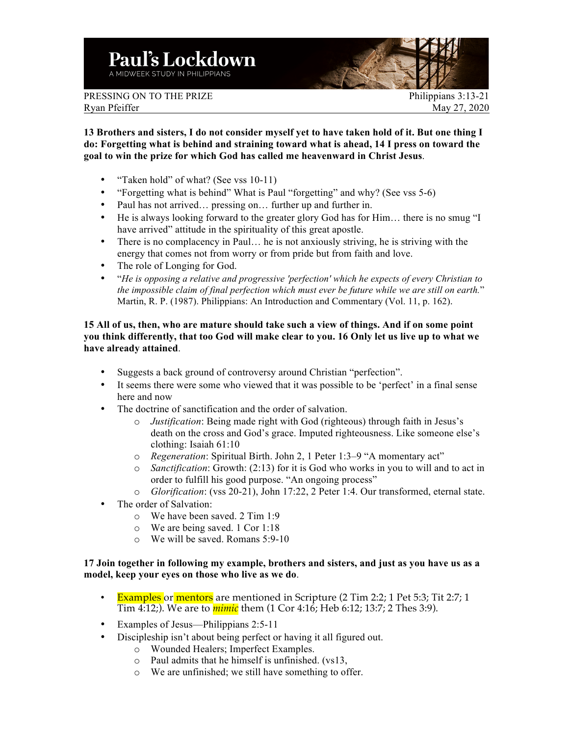# Paul's Lockdown

A MIDWEEK STUDY IN PHILIPPIANS

PRESSING ON TO THE PRIZE — Philippians 3:13-21

Ryan Pfeiffer — May 27, 2020

**13 Brothers and sisters, I do not consider myself yet to have taken hold of it. But one thing I do: Forgetting what is behind and straining toward what is ahead, 14 I press on toward the goal to win the prize for which God has called me heavenward in Christ Jesus**.

- "Taken hold" of what? (See vss 10-11)
- "Forgetting what is behind" What is Paul "forgetting" and why? (See vss 5-6)
- Paul has not arrived… pressing on… further up and further in.
- He is always looking forward to the greater glory God has for Him… there is no smug "I have arrived" attitude in the spirituality of this great apostle.
- There is no complacency in Paul… he is not anxiously striving, he is striving with the energy that comes not from worry or from pride but from faith and love.
- The role of Longing for God.
- "*He is opposing a relative and progressive 'perfection' which he expects of every Christian to the impossible claim of final perfection which must ever be future while we are still on earth.*" Martin, R. P. (1987). Philippians: An Introduction and Commentary (Vol. 11, p. 162).

**15 All of us, then, who are mature should take such a view of things. And if on some point you think differently, that too God will make clear to you. 16 Only let us live up to what we have already attained**.

- Suggests a back ground of controversy around Christian "perfection".
- It seems there were some who viewed that it was possible to be 'perfect' in a final sense here and now
- The doctrine of sanctification and the order of salvation.
  - *Justification*: Being made right with God (righteous) through faith in Jesus's death on the cross and God's grace. Imputed righteousness. Like someone else's clothing: Isaiah 61:10
  - *Regeneration*: Spiritual Birth. John 2, 1 Peter 1:3–9 "A momentary act"
  - *Sanctification*: Growth: (2:13) for it is God who works in you to will and to act in order to fulfill his good purpose. "An ongoing process"
  - *Glorification*: (vss 20-21), John 17:22, 2 Peter 1:4. Our transformed, eternal state.
- The order of Salvation:
  - We have been saved. 2 Tim 1:9
  - We are being saved. 1 Cor 1:18
  - We will be saved. Romans 5:9-10

**17 Join together in following my example, brothers and sisters, and just as you have us as a model, keep your eyes on those who live as we do**.

- Examples or mentors are mentioned in Scripture (2 Tim 2:2; 1 Pet 5:3; Tit 2:7; 1 Tim 4:12;). We are to ***mimic*** them (1 Cor 4:16; Heb 6:12; 13:7; 2 Thes 3:9).
- Examples of Jesus—Philippians 2:5-11
- Discipleship isn't about being perfect or having it all figured out.
  - Wounded Healers; Imperfect Examples.
  - Paul admits that he himself is unfinished. (vs13,
  - We are unfinished; we still have something to offer.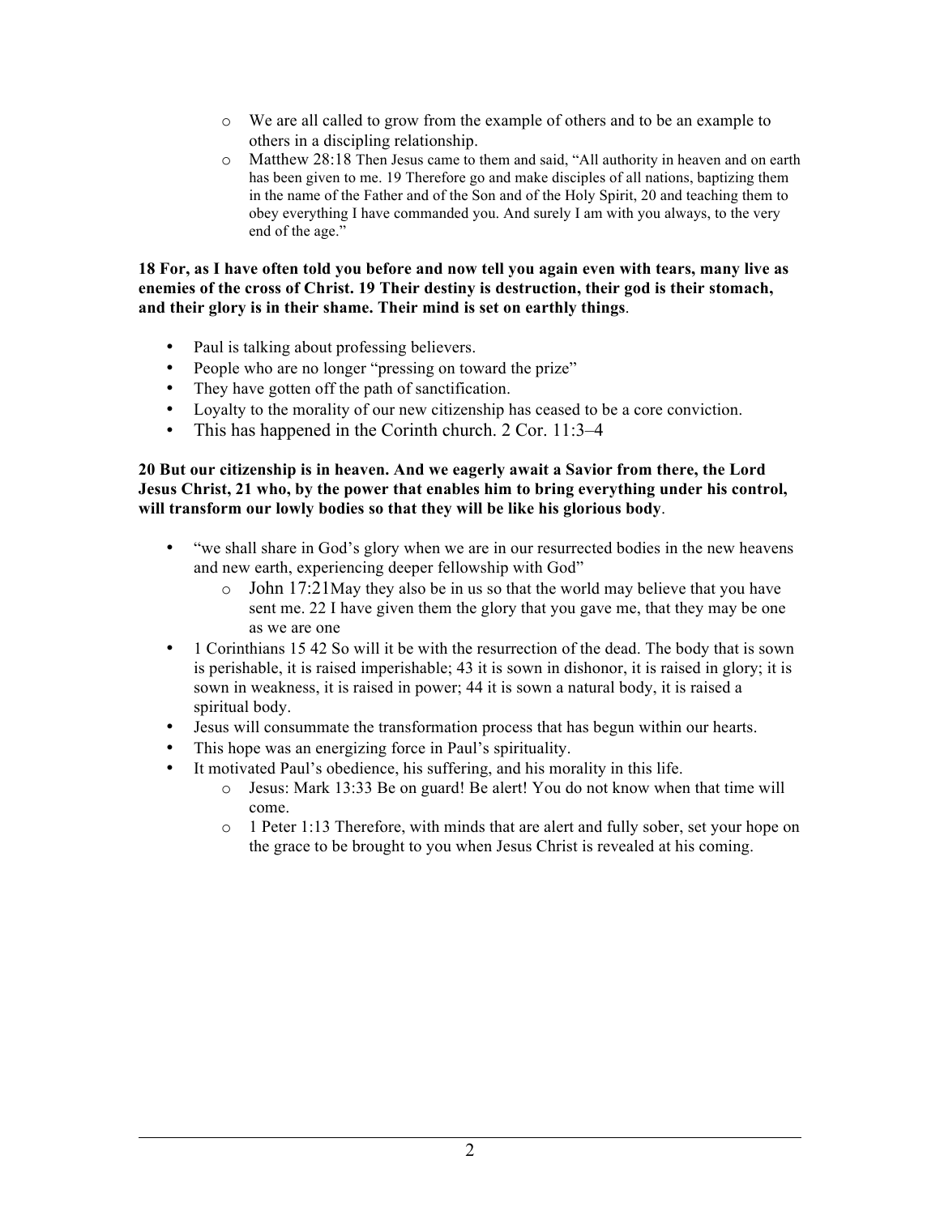- We are all called to grow from the example of others and to be an example to others in a discipling relationship.
  - Matthew 28:18 Then Jesus came to them and said, "All authority in heaven and on earth has been given to me. 19 Therefore go and make disciples of all nations, baptizing them in the name of the Father and of the Son and of the Holy Spirit, 20 and teaching them to obey everything I have commanded you. And surely I am with you always, to the very end of the age."

**18 For, as I have often told you before and now tell you again even with tears, many live as enemies of the cross of Christ. 19 Their destiny is destruction, their god is their stomach, and their glory is in their shame. Their mind is set on earthly things**.

- Paul is talking about professing believers.
- People who are no longer "pressing on toward the prize"
- They have gotten off the path of sanctification.
- Loyalty to the morality of our new citizenship has ceased to be a core conviction.
- This has happened in the Corinth church. 2 Cor. 11:3–4

**20 But our citizenship is in heaven. And we eagerly await a Savior from there, the Lord Jesus Christ, 21 who, by the power that enables him to bring everything under his control, will transform our lowly bodies so that they will be like his glorious body**.

- "we shall share in God's glory when we are in our resurrected bodies in the new heavens and new earth, experiencing deeper fellowship with God"
  - John 17:21May they also be in us so that the world may believe that you have sent me. 22 I have given them the glory that you gave me, that they may be one as we are one
- 1 Corinthians 15 42 So will it be with the resurrection of the dead. The body that is sown is perishable, it is raised imperishable; 43 it is sown in dishonor, it is raised in glory; it is sown in weakness, it is raised in power; 44 it is sown a natural body, it is raised a spiritual body.
- Jesus will consummate the transformation process that has begun within our hearts.
- This hope was an energizing force in Paul's spirituality.
- It motivated Paul's obedience, his suffering, and his morality in this life.
  - Jesus: Mark 13:33 Be on guard! Be alert! You do not know when that time will come.
  - 1 Peter 1:13 Therefore, with minds that are alert and fully sober, set your hope on the grace to be brought to you when Jesus Christ is revealed at his coming.